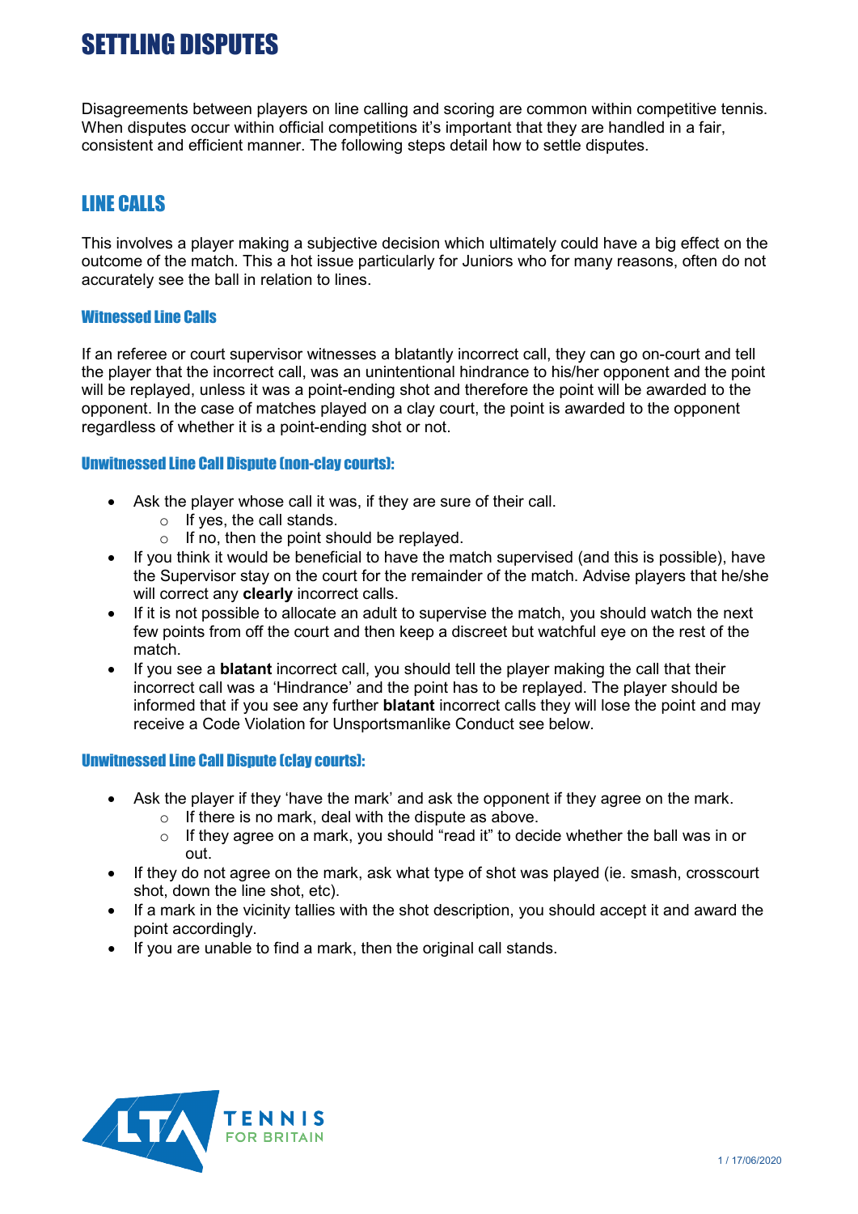# SETTLING DISPUTES

Disagreements between players on line calling and scoring are common within competitive tennis. When disputes occur within official competitions it's important that they are handled in a fair, consistent and efficient manner. The following steps detail how to settle disputes.

## LINE CALLS

This involves a player making a subjective decision which ultimately could have a big effect on the outcome of the match. This a hot issue particularly for Juniors who for many reasons, often do not accurately see the ball in relation to lines.

### Witnessed Line Calls

If an referee or court supervisor witnesses a blatantly incorrect call, they can go on-court and tell the player that the incorrect call, was an unintentional hindrance to his/her opponent and the point will be replayed, unless it was a point-ending shot and therefore the point will be awarded to the opponent. In the case of matches played on a clay court, the point is awarded to the opponent regardless of whether it is a point-ending shot or not.

### Unwitnessed Line Call Dispute (non-clay courts):

- Ask the player whose call it was, if they are sure of their call.
  - If yes, the call stands.
  - If no, then the point should be replayed.
- If you think it would be beneficial to have the match supervised (and this is possible), have the Supervisor stay on the court for the remainder of the match. Advise players that he/she will correct any **clearly** incorrect calls.
- If it is not possible to allocate an adult to supervise the match, you should watch the next few points from off the court and then keep a discreet but watchful eye on the rest of the match.
- If you see a **blatant** incorrect call, you should tell the player making the call that their incorrect call was a 'Hindrance' and the point has to be replayed. The player should be informed that if you see any further **blatant** incorrect calls they will lose the point and may receive a Code Violation for Unsportsmanlike Conduct see below.

### Unwitnessed Line Call Dispute (clay courts):

- Ask the player if they 'have the mark' and ask the opponent if they agree on the mark.
  - If there is no mark, deal with the dispute as above.
  - If they agree on a mark, you should "read it" to decide whether the ball was in or out.
- If they do not agree on the mark, ask what type of shot was played (ie. smash, crosscourt shot, down the line shot, etc).
- If a mark in the vicinity tallies with the shot description, you should accept it and award the point accordingly.
- If you are unable to find a mark, then the original call stands.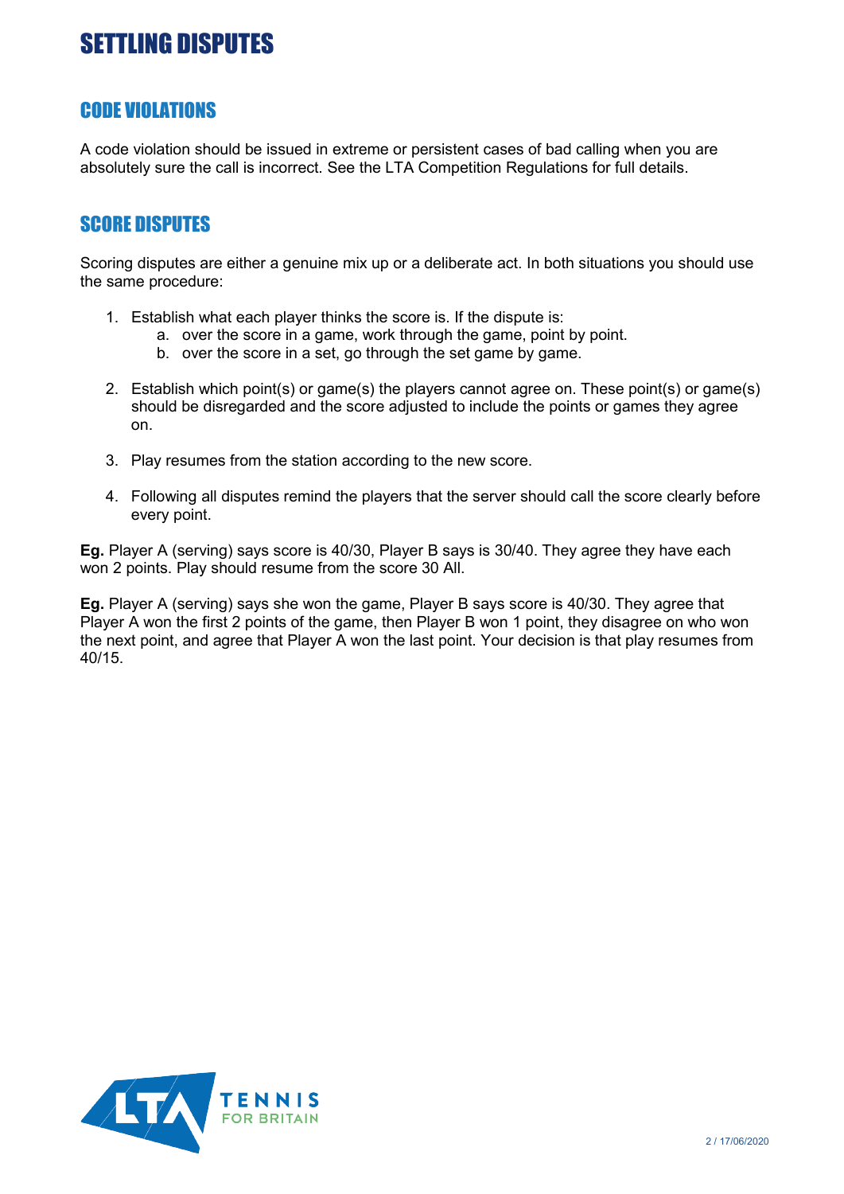# SETTLING DISPUTES

## CODE VIOLATIONS

A code violation should be issued in extreme or persistent cases of bad calling when you are absolutely sure the call is incorrect. See the LTA Competition Regulations for full details.

## SCORE DISPUTES

Scoring disputes are either a genuine mix up or a deliberate act. In both situations you should use the same procedure:

1. Establish what each player thinks the score is. If the dispute is:
   a. over the score in a game, work through the game, point by point.
   b. over the score in a set, go through the set game by game.

2. Establish which point(s) or game(s) the players cannot agree on. These point(s) or game(s) should be disregarded and the score adjusted to include the points or games they agree on.

3. Play resumes from the station according to the new score.

4. Following all disputes remind the players that the server should call the score clearly before every point.

**Eg.** Player A (serving) says score is 40/30, Player B says is 30/40. They agree they have each won 2 points. Play should resume from the score 30 All.

**Eg.** Player A (serving) says she won the game, Player B says score is 40/30. They agree that Player A won the first 2 points of the game, then Player B won 1 point, they disagree on who won the next point, and agree that Player A won the last point. Your decision is that play resumes from 40/15.